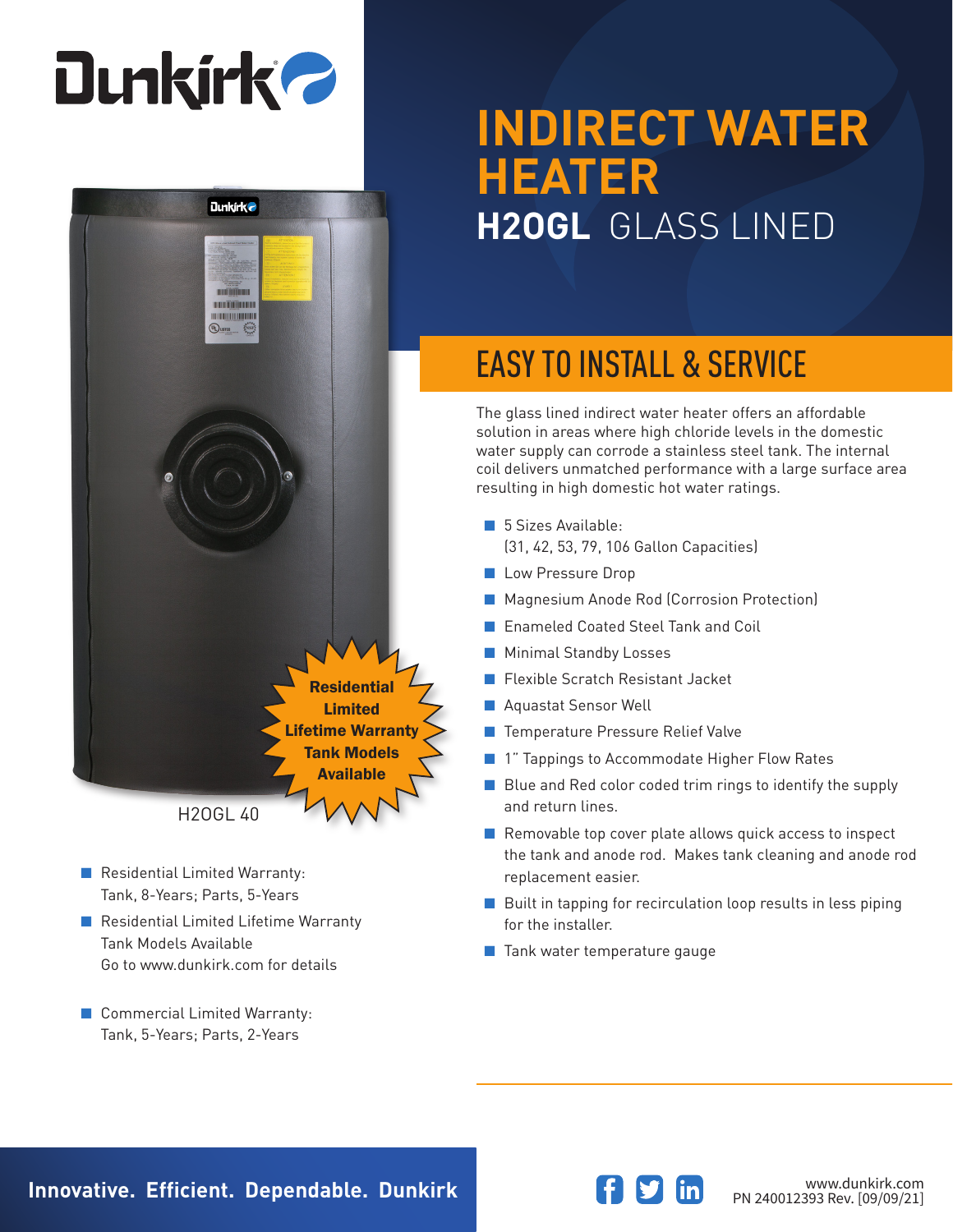# Dunkirk

# INDIRECT WATER HEATER

## H2OGL GLASS LINED

## EASY TO INSTALL & SERVICE

The glass lined indirect water heater offers an affordable solution in areas where high chloride levels in the domestic water supply can corrode a stainless steel tank. The internal coil delivers unmatched performance with a large surface area resulting in high domestic hot water ratings.

- 5 Sizes Available: (31, 42, 53, 79, 106 Gallon Capacities)
- Low Pressure Drop
- Magnesium Anode Rod (Corrosion Protection)
- Enameled Coated Steel Tank and Coil
- Minimal Standby Losses
- Flexible Scratch Resistant Jacket
- Aquastat Sensor Well
- Temperature Pressure Relief Valve
- 1" Tappings to Accommodate Higher Flow Rates
- Blue and Red color coded trim rings to identify the supply and return lines.
- Removable top cover plate allows quick access to inspect the tank and anode rod. Makes tank cleaning and anode rod replacement easier.
- Built in tapping for recirculation loop results in less piping for the installer.
- Tank water temperature gauge

**Residential Limited Lifetime Warranty Tank Models Available**

H2OGL 40

- Residential Limited Warranty: Tank, 8-Years; Parts, 5-Years
- Residential Limited Lifetime Warranty Tank Models Available Go to www.dunkirk.com for details
- Commercial Limited Warranty: Tank, 5-Years; Parts, 2-Years

**Innovative. Efficient. Dependable. Dunkirk**

www.dunkirk.com
PN 240012393 Rev. [09/09/21]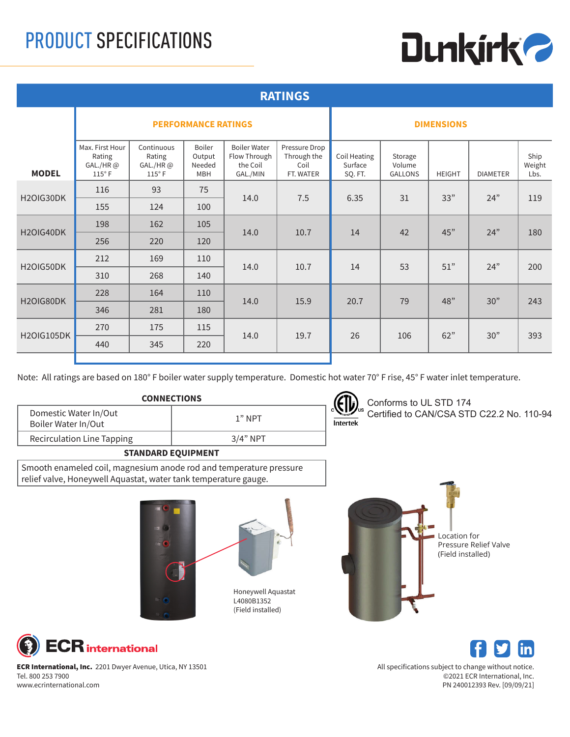# PRODUCT SPECIFICATIONS

Dunkirk

## RATINGS

| MODEL | PERFORMANCE RATINGS | | | | | DIMENSIONS | | | | |
|---|---|---|---|---|---|---|---|---|---|---|
| | Max. First Hour Rating GAL./HR @ 115° F | Continuous Rating GAL./HR @ 115° F | Boiler Output Needed MBH | Boiler Water Flow Through the Coil GAL./MIN | Pressure Drop Through the Coil FT. WATER | Coil Heating Surface SQ. FT. | Storage Volume GALLONS | HEIGHT | DIAMETER | Ship Weight Lbs. |
| H2OIG30DK | 116 | 93 | 75 | 14.0 | 7.5 | 6.35 | 31 | 33" | 24" | 119 |
| | 155 | 124 | 100 | | | | | | | |
| H2OIG40DK | 198 | 162 | 105 | 14.0 | 10.7 | 14 | 42 | 45" | 24" | 180 |
| | 256 | 220 | 120 | | | | | | | |
| H2OIG50DK | 212 | 169 | 110 | 14.0 | 10.7 | 14 | 53 | 51" | 24" | 200 |
| | 310 | 268 | 140 | | | | | | | |
| H2OIG80DK | 228 | 164 | 110 | 14.0 | 15.9 | 20.7 | 79 | 48" | 30" | 243 |
| | 346 | 281 | 180 | | | | | | | |
| H2OIG105DK | 270 | 175 | 115 | 14.0 | 19.7 | 26 | 106 | 62" | 30" | 393 |
| | 440 | 345 | 220 | | | | | | | |

Note: All ratings are based on 180° F boiler water supply temperature. Domestic hot water 70° F rise, 45° F water inlet temperature.

### CONNECTIONS

| | |
|---|---|
| Domestic Water In/Out<br>Boiler Water In/Out | 1" NPT |
| Recirculation Line Tapping | 3/4" NPT |

Intertek

Conforms to UL STD 174
Certified to CAN/CSA STD C22.2 No. 110-94

### STANDARD EQUIPMENT

Smooth enameled coil, magnesium anode rod and temperature pressure relief valve, Honeywell Aquastat, water tank temperature gauge.

Honeywell Aquastat
L4080B1352
(Field installed)

Location for
Pressure Relief Valve
(Field installed)

ECR international

**ECR International, Inc.** 2201 Dwyer Avenue, Utica, NY 13501
Tel. 800 253 7900
www.ecrinternational.com

All specifications subject to change without notice.
©2021 ECR International, Inc.
PN 240012393 Rev. [09/09/21]